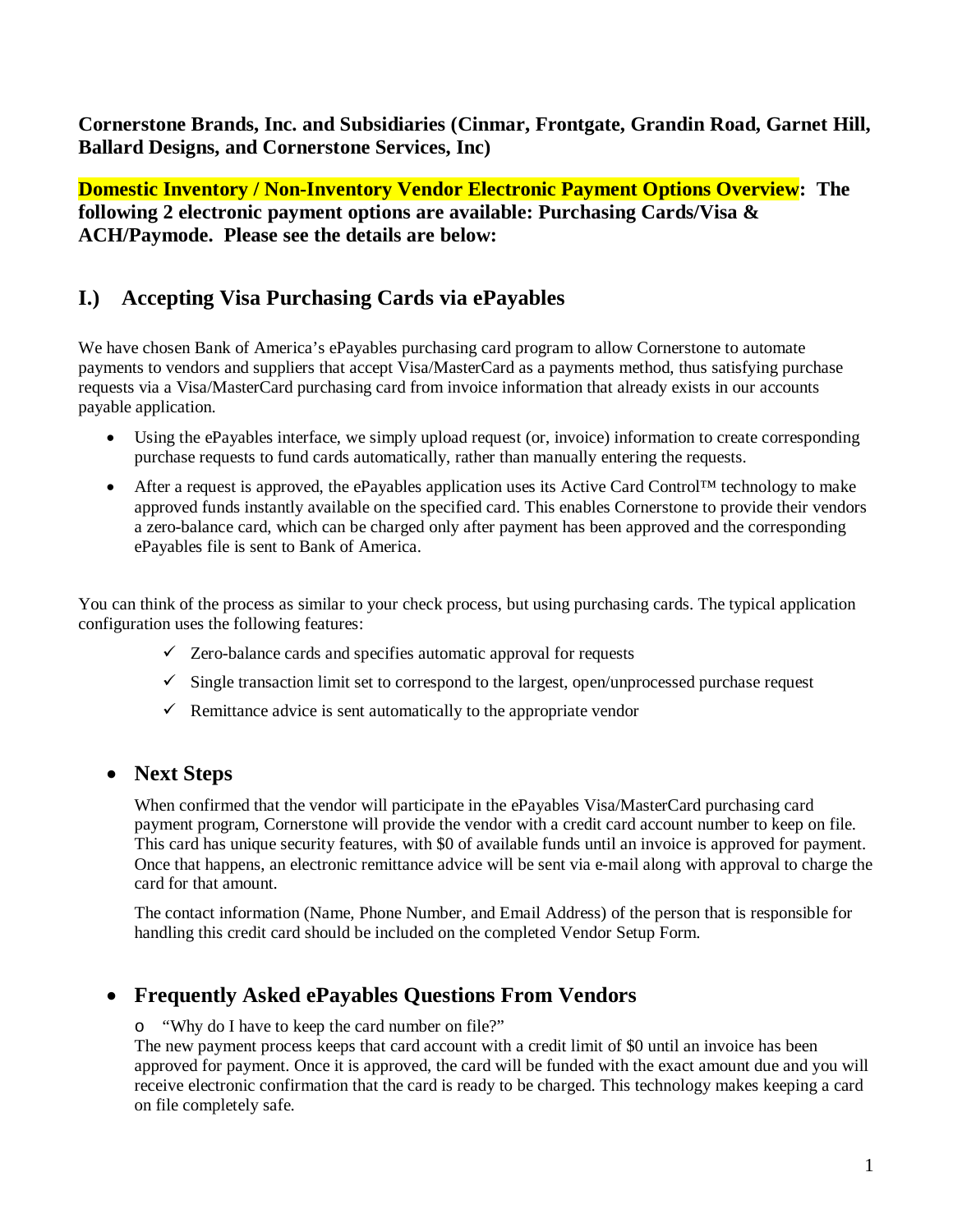**Cornerstone Brands, Inc. and Subsidiaries (Cinmar, Frontgate, Grandin Road, Garnet Hill, Ballard Designs, and Cornerstone Services, Inc)**

**Domestic Inventory / Non-Inventory Vendor Electronic Payment Options Overview: The following 2 electronic payment options are available: Purchasing Cards/Visa & ACH/Paymode. Please see the details are below:**

## I.) Accepting Visa Purchasing Cards via ePayables

We have chosen Bank of America's ePayables purchasing card program to allow Cornerstone to automate payments to vendors and suppliers that accept Visa/MasterCard as a payments method, thus satisfying purchase requests via a Visa/MasterCard purchasing card from invoice information that already exists in our accounts payable application.

- Using the ePayables interface, we simply upload request (or, invoice) information to create corresponding purchase requests to fund cards automatically, rather than manually entering the requests.
- After a request is approved, the ePayables application uses its Active Card Control™ technology to make approved funds instantly available on the specified card. This enables Cornerstone to provide their vendors a zero-balance card, which can be charged only after payment has been approved and the corresponding ePayables file is sent to Bank of America.

You can think of the process as similar to your check process, but using purchasing cards. The typical application configuration uses the following features:

- ✓ Zero-balance cards and specifies automatic approval for requests
- ✓ Single transaction limit set to correspond to the largest, open/unprocessed purchase request
- ✓ Remittance advice is sent automatically to the appropriate vendor

- ### Next Steps

  When confirmed that the vendor will participate in the ePayables Visa/MasterCard purchasing card payment program, Cornerstone will provide the vendor with a credit card account number to keep on file. This card has unique security features, with $0 of available funds until an invoice is approved for payment. Once that happens, an electronic remittance advice will be sent via e-mail along with approval to charge the card for that amount.

  The contact information (Name, Phone Number, and Email Address) of the person that is responsible for handling this credit card should be included on the completed Vendor Setup Form.

- ### Frequently Asked ePayables Questions From Vendors

  - "Why do I have to keep the card number on file?"

  The new payment process keeps that card account with a credit limit of $0 until an invoice has been approved for payment. Once it is approved, the card will be funded with the exact amount due and you will receive electronic confirmation that the card is ready to be charged. This technology makes keeping a card on file completely safe.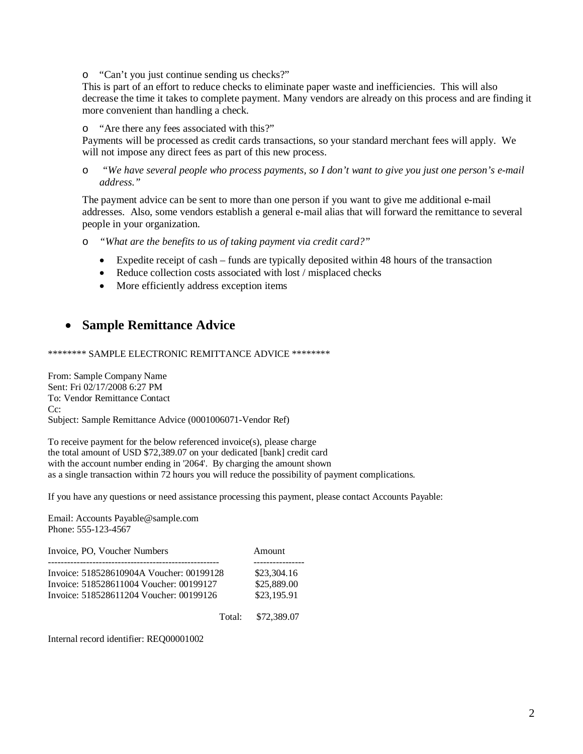- "Can't you just continue sending us checks?"

  This is part of an effort to reduce checks to eliminate paper waste and inefficiencies. This will also decrease the time it takes to complete payment. Many vendors are already on this process and are finding it more convenient than handling a check.

- "Are there any fees associated with this?"

  Payments will be processed as credit cards transactions, so your standard merchant fees will apply. We will not impose any direct fees as part of this new process.

- *"We have several people who process payments, so I don't want to give you just one person's e-mail address."*

  The payment advice can be sent to more than one person if you want to give me additional e-mail addresses. Also, some vendors establish a general e-mail alias that will forward the remittance to several people in your organization.

- *"What are the benefits to us of taking payment via credit card?"*
  - Expedite receipt of cash – funds are typically deposited within 48 hours of the transaction
  - Reduce collection costs associated with lost / misplaced checks
  - More efficiently address exception items

## Sample Remittance Advice

******** SAMPLE ELECTRONIC REMITTANCE ADVICE ********

From: Sample Company Name
Sent: Fri 02/17/2008 6:27 PM
To: Vendor Remittance Contact
Cc:
Subject: Sample Remittance Advice (0001006071-Vendor Ref)

To receive payment for the below referenced invoice(s), please charge the total amount of USD $72,389.07 on your dedicated [bank] credit card with the account number ending in '2064'. By charging the amount shown as a single transaction within 72 hours you will reduce the possibility of payment complications.

If you have any questions or need assistance processing this payment, please contact Accounts Payable:

Email: Accounts Payable@sample.com
Phone: 555-123-4567

| Invoice, PO, Voucher Numbers | Amount |
|---|---|
| Invoice: 518528610904A Voucher: 00199128 | $23,304.16 |
| Invoice: 518528611004 Voucher: 00199127 | $25,889.00 |
| Invoice: 518528611204 Voucher: 00199126 | $23,195.91 |
| Total: | $72,389.07 |

Internal record identifier: REQ00001002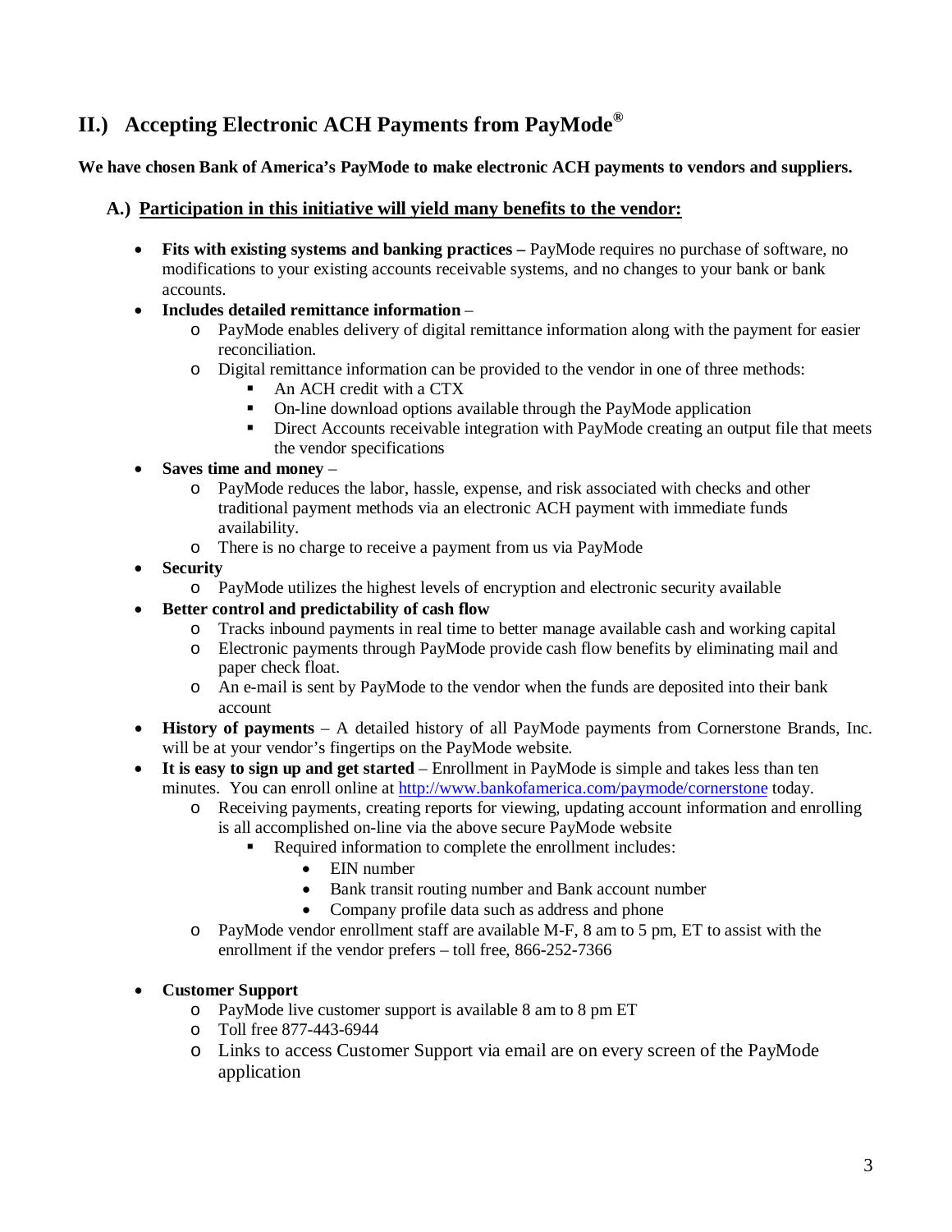## II.) Accepting Electronic ACH Payments from PayMode®

**We have chosen Bank of America's PayMode to make electronic ACH payments to vendors and suppliers.**

### A.) Participation in this initiative will yield many benefits to the vendor:

- **Fits with existing systems and banking practices –** PayMode requires no purchase of software, no modifications to your existing accounts receivable systems, and no changes to your bank or bank accounts.
- **Includes detailed remittance information** –
  - PayMode enables delivery of digital remittance information along with the payment for easier reconciliation.
  - Digital remittance information can be provided to the vendor in one of three methods:
    - An ACH credit with a CTX
    - On-line download options available through the PayMode application
    - Direct Accounts receivable integration with PayMode creating an output file that meets the vendor specifications
- **Saves time and money** –
  - PayMode reduces the labor, hassle, expense, and risk associated with checks and other traditional payment methods via an electronic ACH payment with immediate funds availability.
  - There is no charge to receive a payment from us via PayMode
- **Security**
  - PayMode utilizes the highest levels of encryption and electronic security available
- **Better control and predictability of cash flow**
  - Tracks inbound payments in real time to better manage available cash and working capital
  - Electronic payments through PayMode provide cash flow benefits by eliminating mail and paper check float.
  - An e-mail is sent by PayMode to the vendor when the funds are deposited into their bank account
- **History of payments** – A detailed history of all PayMode payments from Cornerstone Brands, Inc. will be at your vendor's fingertips on the PayMode website.
- **It is easy to sign up and get started** – Enrollment in PayMode is simple and takes less than ten minutes. You can enroll online at [http://www.bankofamerica.com/paymode/cornerstone](http://www.bankofamerica.com/paymode/cornerstone) today.
  - Receiving payments, creating reports for viewing, updating account information and enrolling is all accomplished on-line via the above secure PayMode website
    - Required information to complete the enrollment includes:
      - EIN number
      - Bank transit routing number and Bank account number
      - Company profile data such as address and phone
  - PayMode vendor enrollment staff are available M-F, 8 am to 5 pm, ET to assist with the enrollment if the vendor prefers – toll free, 866-252-7366

- **Customer Support**
  - PayMode live customer support is available 8 am to 8 pm ET
  - Toll free 877-443-6944
  - Links to access Customer Support via email are on every screen of the PayMode application